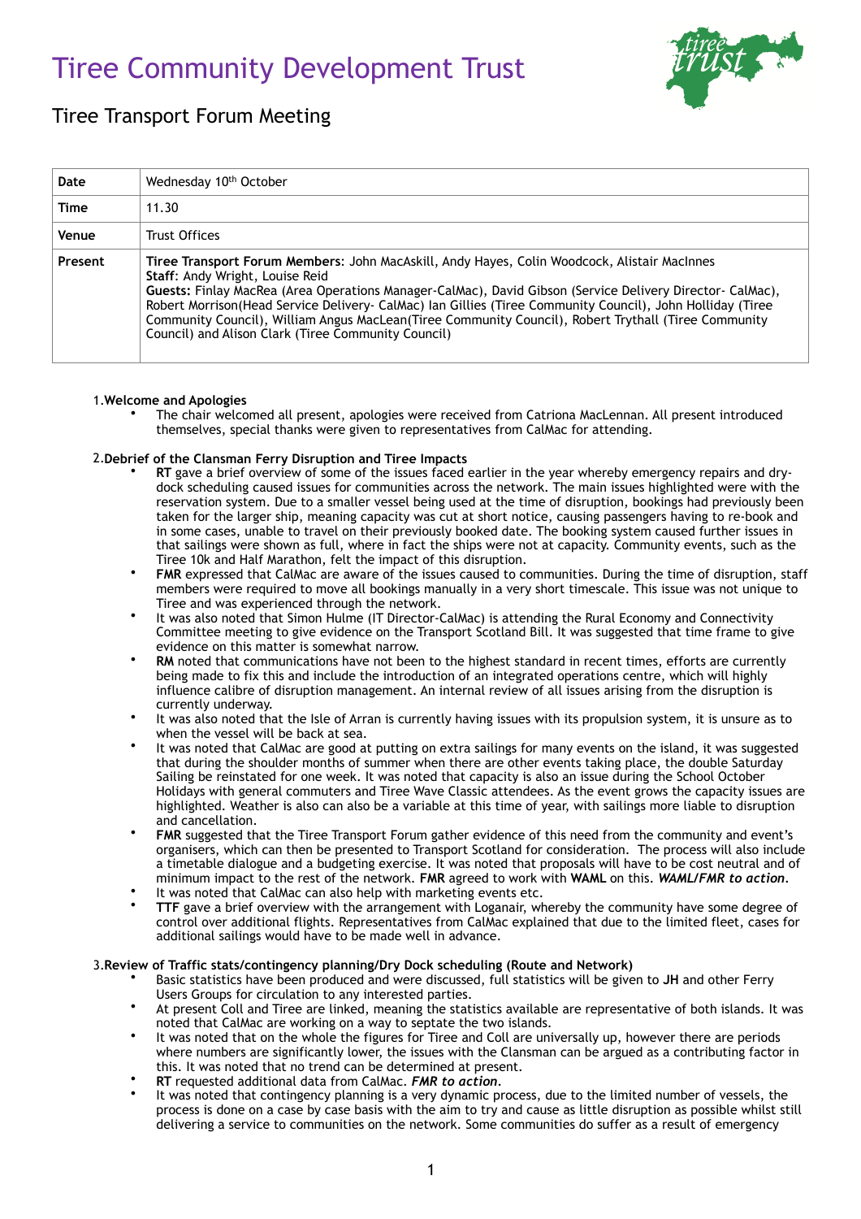# Tiree Community Development Trust

## Tiree Transport Forum Meeting

| Date | Wednesday 10th October |
|---|---|
| Time | 11.30 |
| Venue | Trust Offices |
| Present | **Tiree Transport Forum Members**: John MacAskill, Andy Hayes, Colin Woodcock, Alistair MacInnes **Staff**: Andy Wright, Louise Reid **Guests:** Finlay MacRea (Area Operations Manager-CalMac), David Gibson (Service Delivery Director- CalMac), Robert Morrison(Head Service Delivery- CalMac) Ian Gillies (Tiree Community Council), John Holliday (Tiree Community Council), William Angus MacLean(Tiree Community Council), Robert Trythall (Tiree Community Council) and Alison Clark (Tiree Community Council) |

1. **Welcome and Apologies**
   - The chair welcomed all present, apologies were received from Catriona MacLennan. All present introduced themselves, special thanks were given to representatives from CalMac for attending.

2. **Debrief of the Clansman Ferry Disruption and Tiree Impacts**
   - **RT** gave a brief overview of some of the issues faced earlier in the year whereby emergency repairs and dry-dock scheduling caused issues for communities across the network. The main issues highlighted were with the reservation system. Due to a smaller vessel being used at the time of disruption, bookings had previously been taken for the larger ship, meaning capacity was cut at short notice, causing passengers having to re-book and in some cases, unable to travel on their previously booked date. The booking system caused further issues in that sailings were shown as full, where in fact the ships were not at capacity. Community events, such as the Tiree 10k and Half Marathon, felt the impact of this disruption.
   - **FMR** expressed that CalMac are aware of the issues caused to communities. During the time of disruption, staff members were required to move all bookings manually in a very short timescale. This issue was not unique to Tiree and was experienced through the network.
   - It was also noted that Simon Hulme (IT Director-CalMac) is attending the Rural Economy and Connectivity Committee meeting to give evidence on the Transport Scotland Bill. It was suggested that time frame to give evidence on this matter is somewhat narrow.
   - **RM** noted that communications have not been to the highest standard in recent times, efforts are currently being made to fix this and include the introduction of an integrated operations centre, which will highly influence calibre of disruption management. An internal review of all issues arising from the disruption is currently underway.
   - It was also noted that the Isle of Arran is currently having issues with its propulsion system, it is unsure as to when the vessel will be back at sea.
   - It was noted that CalMac are good at putting on extra sailings for many events on the island, it was suggested that during the shoulder months of summer when there are other events taking place, the double Saturday Sailing be reinstated for one week. It was noted that capacity is also an issue during the School October Holidays with general commuters and Tiree Wave Classic attendees. As the event grows the capacity issues are highlighted. Weather is also can also be a variable at this time of year, with sailings more liable to disruption and cancellation.
   - **FMR** suggested that the Tiree Transport Forum gather evidence of this need from the community and event's organisers, which can then be presented to Transport Scotland for consideration. The process will also include a timetable dialogue and a budgeting exercise. It was noted that proposals will have to be cost neutral and of minimum impact to the rest of the network. **FMR** agreed to work with **WAML** on this. ***WAML/FMR to action.***
   - It was noted that CalMac can also help with marketing events etc.
   - **TTF** gave a brief overview with the arrangement with Loganair, whereby the community have some degree of control over additional flights. Representatives from CalMac explained that due to the limited fleet, cases for additional sailings would have to be made well in advance.

3. **Review of Traffic stats/contingency planning/Dry Dock scheduling (Route and Network)**
   - Basic statistics have been produced and were discussed, full statistics will be given to **JH** and other Ferry Users Groups for circulation to any interested parties.
   - At present Coll and Tiree are linked, meaning the statistics available are representative of both islands. It was noted that CalMac are working on a way to septate the two islands.
   - It was noted that on the whole the figures for Tiree and Coll are universally up, however there are periods where numbers are significantly lower, the issues with the Clansman can be argued as a contributing factor in this. It was noted that no trend can be determined at present.
   - **RT** requested additional data from CalMac. ***FMR to action.***
   - It was noted that contingency planning is a very dynamic process, due to the limited number of vessels, the process is done on a case by case basis with the aim to try and cause as little disruption as possible whilst still delivering a service to communities on the network. Some communities do suffer as a result of emergency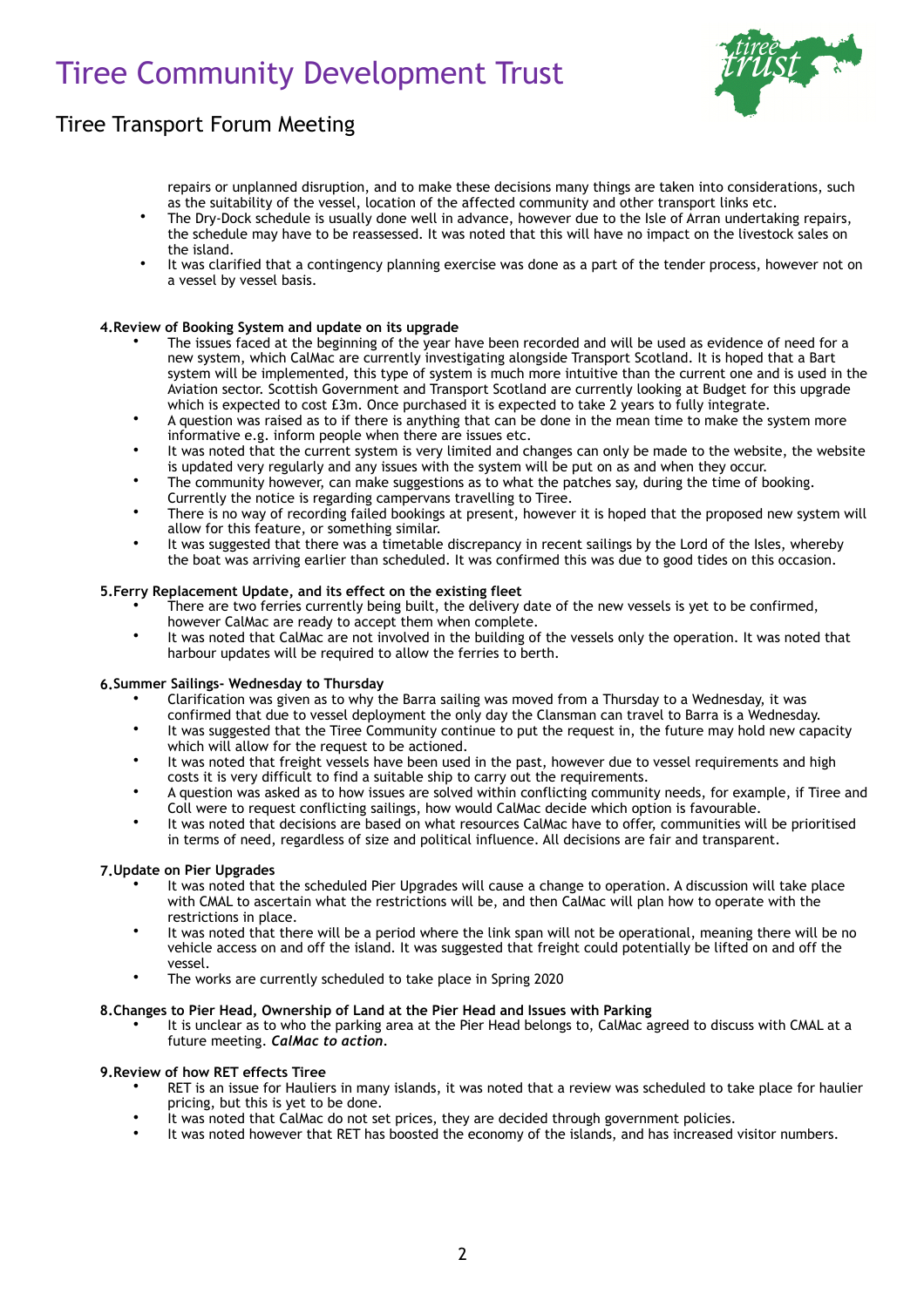repairs or unplanned disruption, and to make these decisions many things are taken into considerations, such as the suitability of the vessel, location of the affected community and other transport links etc.

- The Dry-Dock schedule is usually done well in advance, however due to the Isle of Arran undertaking repairs, the schedule may have to be reassessed. It was noted that this will have no impact on the livestock sales on the island.
- It was clarified that a contingency planning exercise was done as a part of the tender process, however not on a vessel by vessel basis.

**4. Review of Booking System and update on its upgrade**

- The issues faced at the beginning of the year have been recorded and will be used as evidence of need for a new system, which CalMac are currently investigating alongside Transport Scotland. It is hoped that a Bart system will be implemented, this type of system is much more intuitive than the current one and is used in the Aviation sector. Scottish Government and Transport Scotland are currently looking at Budget for this upgrade which is expected to cost £3m. Once purchased it is expected to take 2 years to fully integrate.
- A question was raised as to if there is anything that can be done in the mean time to make the system more informative e.g. inform people when there are issues etc.
- It was noted that the current system is very limited and changes can only be made to the website, the website is updated very regularly and any issues with the system will be put on as and when they occur.
- The community however, can make suggestions as to what the patches say, during the time of booking. Currently the notice is regarding campervans travelling to Tiree.
- There is no way of recording failed bookings at present, however it is hoped that the proposed new system will allow for this feature, or something similar.
- It was suggested that there was a timetable discrepancy in recent sailings by the Lord of the Isles, whereby the boat was arriving earlier than scheduled. It was confirmed this was due to good tides on this occasion.

**5. Ferry Replacement Update, and its effect on the existing fleet**

- There are two ferries currently being built, the delivery date of the new vessels is yet to be confirmed, however CalMac are ready to accept them when complete.
- It was noted that CalMac are not involved in the building of the vessels only the operation. It was noted that harbour updates will be required to allow the ferries to berth.

**6. Summer Sailings- Wednesday to Thursday**

- Clarification was given as to why the Barra sailing was moved from a Thursday to a Wednesday, it was confirmed that due to vessel deployment the only day the Clansman can travel to Barra is a Wednesday.
- It was suggested that the Tiree Community continue to put the request in, the future may hold new capacity which will allow for the request to be actioned.
- It was noted that freight vessels have been used in the past, however due to vessel requirements and high costs it is very difficult to find a suitable ship to carry out the requirements.
- A question was asked as to how issues are solved within conflicting community needs, for example, if Tiree and Coll were to request conflicting sailings, how would CalMac decide which option is favourable.
- It was noted that decisions are based on what resources CalMac have to offer, communities will be prioritised in terms of need, regardless of size and political influence. All decisions are fair and transparent.

**7. Update on Pier Upgrades**

- It was noted that the scheduled Pier Upgrades will cause a change to operation. A discussion will take place with CMAL to ascertain what the restrictions will be, and then CalMac will plan how to operate with the restrictions in place.
- It was noted that there will be a period where the link span will not be operational, meaning there will be no vehicle access on and off the island. It was suggested that freight could potentially be lifted on and off the vessel.
- The works are currently scheduled to take place in Spring 2020

**8. Changes to Pier Head, Ownership of Land at the Pier Head and Issues with Parking**

- It is unclear as to who the parking area at the Pier Head belongs to, CalMac agreed to discuss with CMAL at a future meeting. ***CalMac to action***.

**9. Review of how RET effects Tiree**

- RET is an issue for Hauliers in many islands, it was noted that a review was scheduled to take place for haulier pricing, but this is yet to be done.
- It was noted that CalMac do not set prices, they are decided through government policies.
- It was noted however that RET has boosted the economy of the islands, and has increased visitor numbers.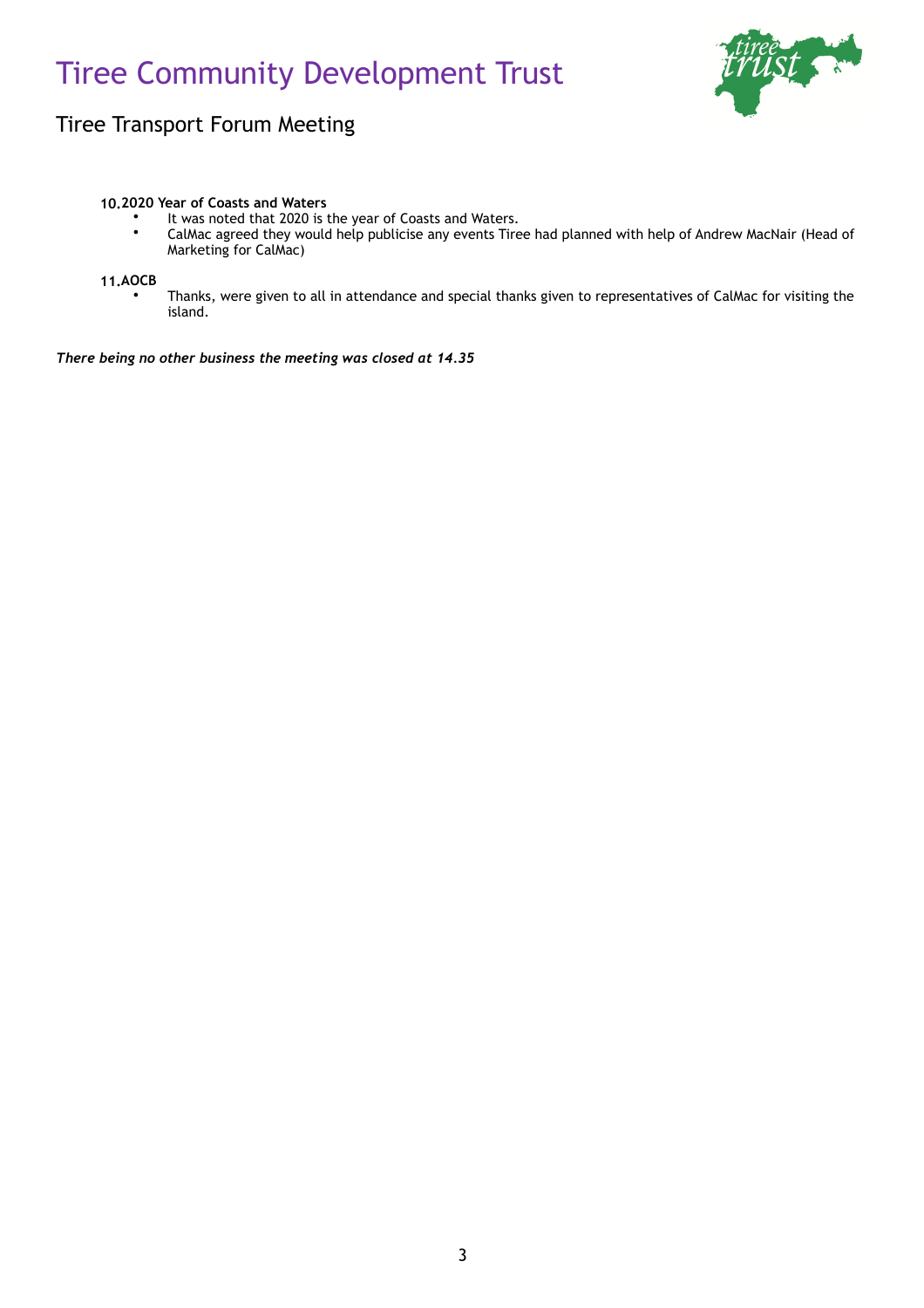**10. 2020 Year of Coasts and Waters**

- It was noted that 2020 is the year of Coasts and Waters.
- CalMac agreed they would help publicise any events Tiree had planned with help of Andrew MacNair (Head of Marketing for CalMac)

**11. AOCB**

- Thanks, were given to all in attendance and special thanks given to representatives of CalMac for visiting the island.

***There being no other business the meeting was closed at 14.35***